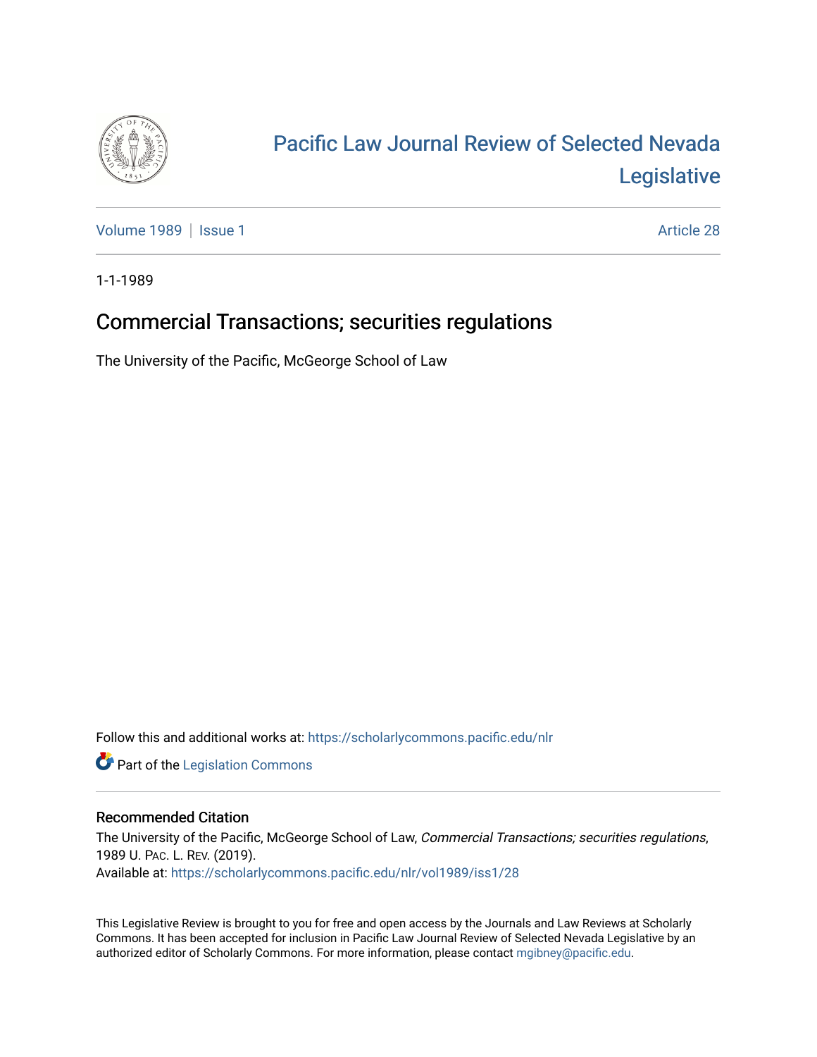# Pacific Law Journal Review of Selected Nevada Legislative

Volume 1989 | Issue 1 Article 28

1-1-1989

## Commercial Transactions; securities regulations

The University of the Pacific, McGeorge School of Law

Follow this and additional works at: https://scholarlycommons.pacific.edu/nlr

Part of the Legislation Commons

### Recommended Citation

The University of the Pacific, McGeorge School of Law, *Commercial Transactions; securities regulations*, 1989 U. PAC. L. REV. (2019).

Available at: https://scholarlycommons.pacific.edu/nlr/vol1989/iss1/28

This Legislative Review is brought to you for free and open access by the Journals and Law Reviews at Scholarly Commons. It has been accepted for inclusion in Pacific Law Journal Review of Selected Nevada Legislative by an authorized editor of Scholarly Commons. For more information, please contact mgibney@pacific.edu.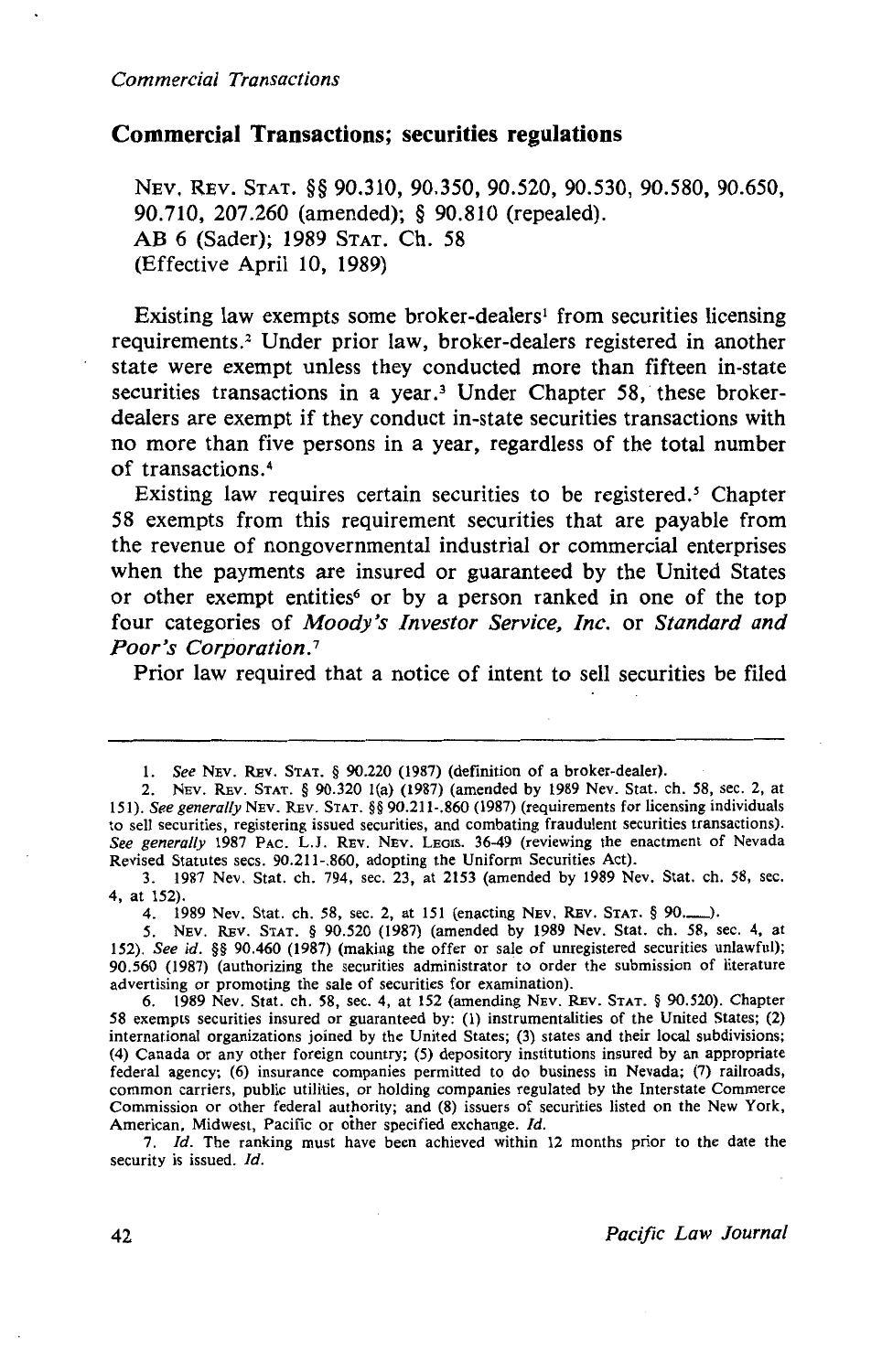## Commercial Transactions; securities regulations

NEV. REV. STAT. §§ 90.310, 90.350, 90.520, 90.530, 90.580, 90.650, 90.710, 207.260 (amended); § 90.810 (repealed).
AB 6 (Sader); 1989 STAT. Ch. 58
(Effective April 10, 1989)

Existing law exempts some broker-dealers[1] from securities licensing requirements.[2] Under prior law, broker-dealers registered in another state were exempt unless they conducted more than fifteen in-state securities transactions in a year.[3] Under Chapter 58, these broker-dealers are exempt if they conduct in-state securities transactions with no more than five persons in a year, regardless of the total number of transactions.[4]

Existing law requires certain securities to be registered.[5] Chapter 58 exempts from this requirement securities that are payable from the revenue of nongovernmental industrial or commercial enterprises when the payments are insured or guaranteed by the United States or other exempt entities[6] or by a person ranked in one of the top four categories of *Moody's Investor Service, Inc.* or *Standard and Poor's Corporation.*[7]

Prior law required that a notice of intent to sell securities be filed

---

1. *See* NEV. REV. STAT. § 90.220 (1987) (definition of a broker-dealer).

2. NEV. REV. STAT. § 90.320 1(a) (1987) (amended by 1989 Nev. Stat. ch. 58, sec. 2, at 151). *See generally* NEV. REV. STAT. §§ 90.211-.860 (1987) (requirements for licensing individuals to sell securities, registering issued securities, and combating fraudulent securities transactions). *See generally* 1987 PAC. L.J. REV. NEV. LEGIS. 36-49 (reviewing the enactment of Nevada Revised Statutes secs. 90.211-.860, adopting the Uniform Securities Act).

3. 1987 Nev. Stat. ch. 794, sec. 23, at 2153 (amended by 1989 Nev. Stat. ch. 58, sec. 4, at 152).

4. 1989 Nev. Stat. ch. 58, sec. 2, at 151 (enacting NEV. REV. STAT. § 90.___).

5. NEV. REV. STAT. § 90.520 (1987) (amended by 1989 Nev. Stat. ch. 58, sec. 4, at 152). *See id.* §§ 90.460 (1987) (making the offer or sale of unregistered securities unlawful); 90.560 (1987) (authorizing the securities administrator to order the submission of literature advertising or promoting the sale of securities for examination).

6. 1989 Nev. Stat. ch. 58, sec. 4, at 152 (amending NEV. REV. STAT. § 90.520). Chapter 58 exempts securities insured or guaranteed by: (1) instrumentalities of the United States; (2) international organizations joined by the United States; (3) states and their local subdivisions; (4) Canada or any other foreign country; (5) depository institutions insured by an appropriate federal agency; (6) insurance companies permitted to do business in Nevada; (7) railroads, common carriers, public utilities, or holding companies regulated by the Interstate Commerce Commission or other federal authority; and (8) issuers of securities listed on the New York, American, Midwest, Pacific or other specified exchange. *Id.*

7. *Id.* The ranking must have been achieved within 12 months prior to the date the security is issued. *Id.*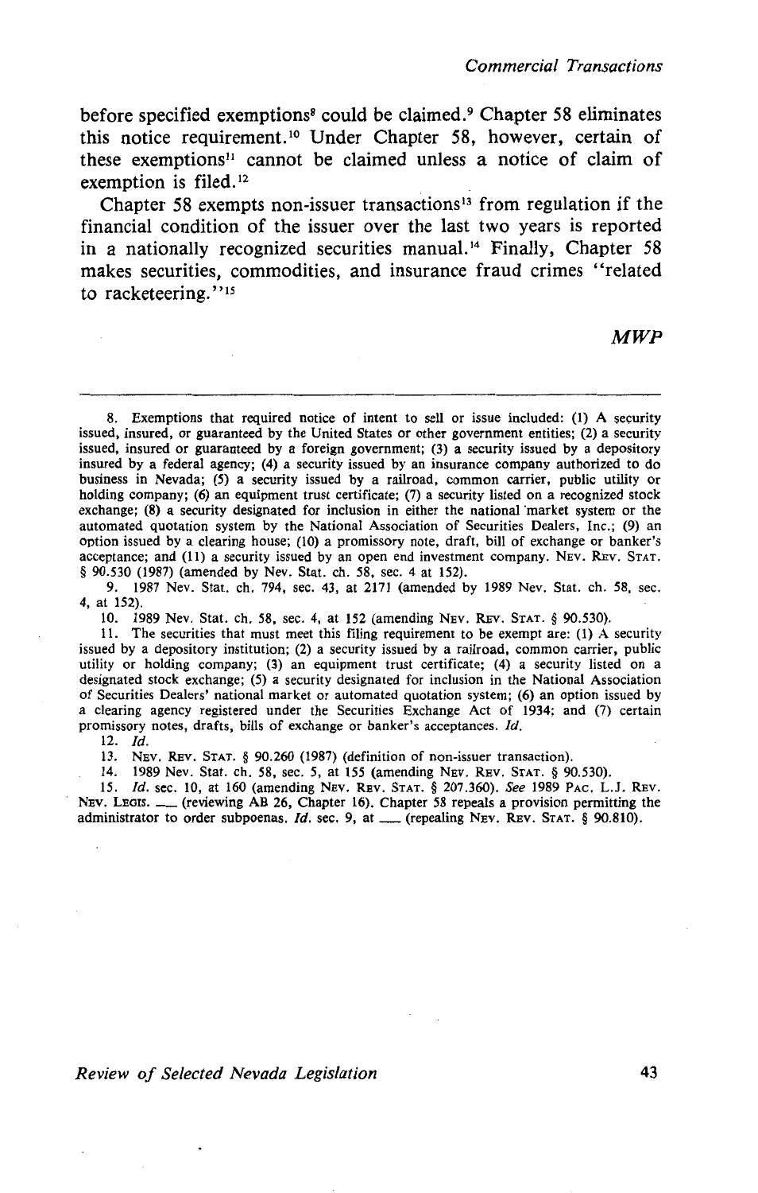before specified exemptions[8] could be claimed.[9] Chapter 58 eliminates this notice requirement.[10] Under Chapter 58, however, certain of these exemptions[11] cannot be claimed unless a notice of claim of exemption is filed.[12]

Chapter 58 exempts non-issuer transactions[13] from regulation if the financial condition of the issuer over the last two years is reported in a nationally recognized securities manual.[14] Finally, Chapter 58 makes securities, commodities, and insurance fraud crimes "related to racketeering."[15]

*MWP*

---

8. Exemptions that required notice of intent to sell or issue included: (1) A security issued, insured, or guaranteed by the United States or other government entities; (2) a security issued, insured or guaranteed by a foreign government; (3) a security issued by a depository insured by a federal agency; (4) a security issued by an insurance company authorized to do business in Nevada; (5) a security issued by a railroad, common carrier, public utility or holding company; (6) an equipment trust certificate; (7) a security listed on a recognized stock exchange; (8) a security designated for inclusion in either the national market system or the automated quotation system by the National Association of Securities Dealers, Inc.; (9) an option issued by a clearing house; (10) a promissory note, draft, bill of exchange or banker's acceptance; and (11) a security issued by an open end investment company. NEV. REV. STAT. § 90.530 (1987) (amended by Nev. Stat. ch. 58, sec. 4 at 152).

9. 1987 Nev. Stat. ch. 794, sec. 43, at 2171 (amended by 1989 Nev. Stat. ch. 58, sec. 4, at 152).

10. 1989 Nev. Stat. ch. 58, sec. 4, at 152 (amending NEV. REV. STAT. § 90.530).

11. The securities that must meet this filing requirement to be exempt are: (1) A security issued by a depository institution; (2) a security issued by a railroad, common carrier, public utility or holding company; (3) an equipment trust certificate; (4) a security listed on a designated stock exchange; (5) a security designated for inclusion in the National Association of Securities Dealers' national market or automated quotation system; (6) an option issued by a clearing agency registered under the Securities Exchange Act of 1934; and (7) certain promissory notes, drafts, bills of exchange or banker's acceptances. *Id.*

12. *Id.*

13. NEV. REV. STAT. § 90.260 (1987) (definition of non-issuer transaction).

14. 1989 Nev. Stat. ch. 58, sec. 5, at 155 (amending NEV. REV. STAT. § 90.530).

15. *Id.* sec. 10, at 160 (amending NEV. REV. STAT. § 207.360). *See* 1989 PAC. L.J. REV. NEV. LEGIS. ___ (reviewing AB 26, Chapter 16). Chapter 58 repeals a provision permitting the administrator to order subpoenas. *Id.* sec. 9, at ___ (repealing NEV. REV. STAT. § 90.810).